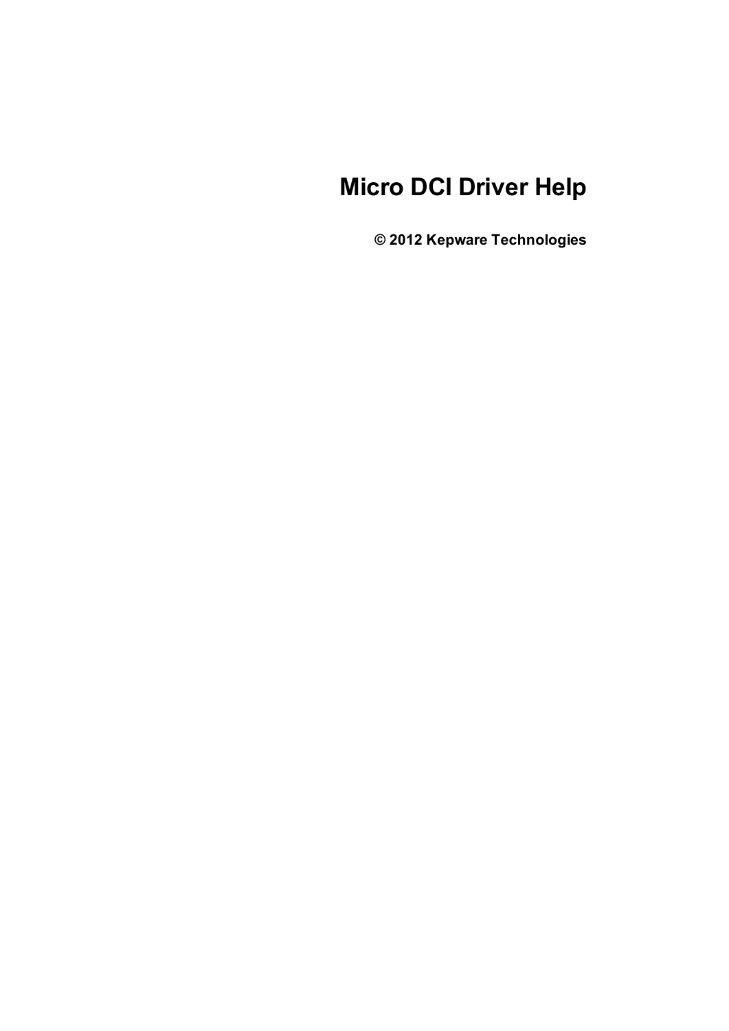# Micro DCI Driver Help

**© 2012 Kepware Technologies**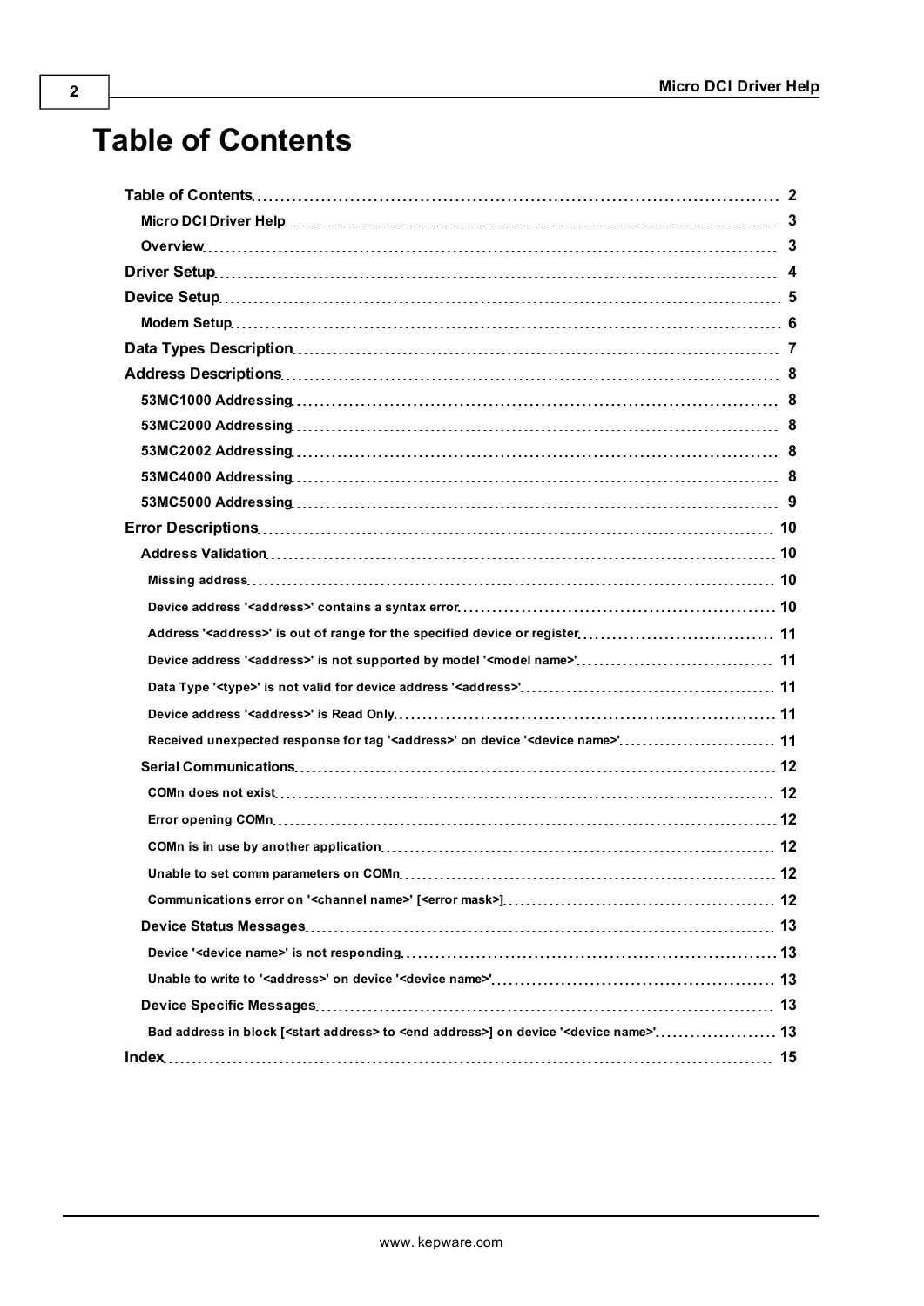# Table of Contents

- **Table of Contents** ..... 2
  - **Micro DCI Driver Help** ..... 3
  - **Overview** ..... 3
- **Driver Setup** ..... 4
- **Device Setup** ..... 5
  - **Modem Setup** ..... 6
- **Data Types Description** ..... 7
- **Address Descriptions** ..... 8
  - **53MC1000 Addressing** ..... 8
  - **53MC2000 Addressing** ..... 8
  - **53MC2002 Addressing** ..... 8
  - **53MC4000 Addressing** ..... 8
  - **53MC5000 Addressing** ..... 9
- **Error Descriptions** ..... 10
  - **Address Validation** ..... 10
    - **Missing address** ..... 10
    - **Device address '<address>' contains a syntax error** ..... 10
    - **Address '<address>' is out of range for the specified device or register** ..... 11
    - **Device address '<address>' is not supported by model '<model name>'** ..... 11
    - **Data Type '<type>' is not valid for device address '<address>'** ..... 11
    - **Device address '<address>' is Read Only** ..... 11
    - **Received unexpected response for tag '<address>' on device '<device name>'** ..... 11
  - **Serial Communications** ..... 12
    - **COMn does not exist** ..... 12
    - **Error opening COMn** ..... 12
    - **COMn is in use by another application** ..... 12
    - **Unable to set comm parameters on COMn** ..... 12
    - **Communications error on '<channel name>' [<error mask>]** ..... 12
  - **Device Status Messages** ..... 13
    - **Device '<device name>' is not responding** ..... 13
    - **Unable to write to '<address>' on device '<device name>'** ..... 13
  - **Device Specific Messages** ..... 13
    - **Bad address in block [<start address> to <end address>] on device '<device name>'** ..... 13
- **Index** ..... 15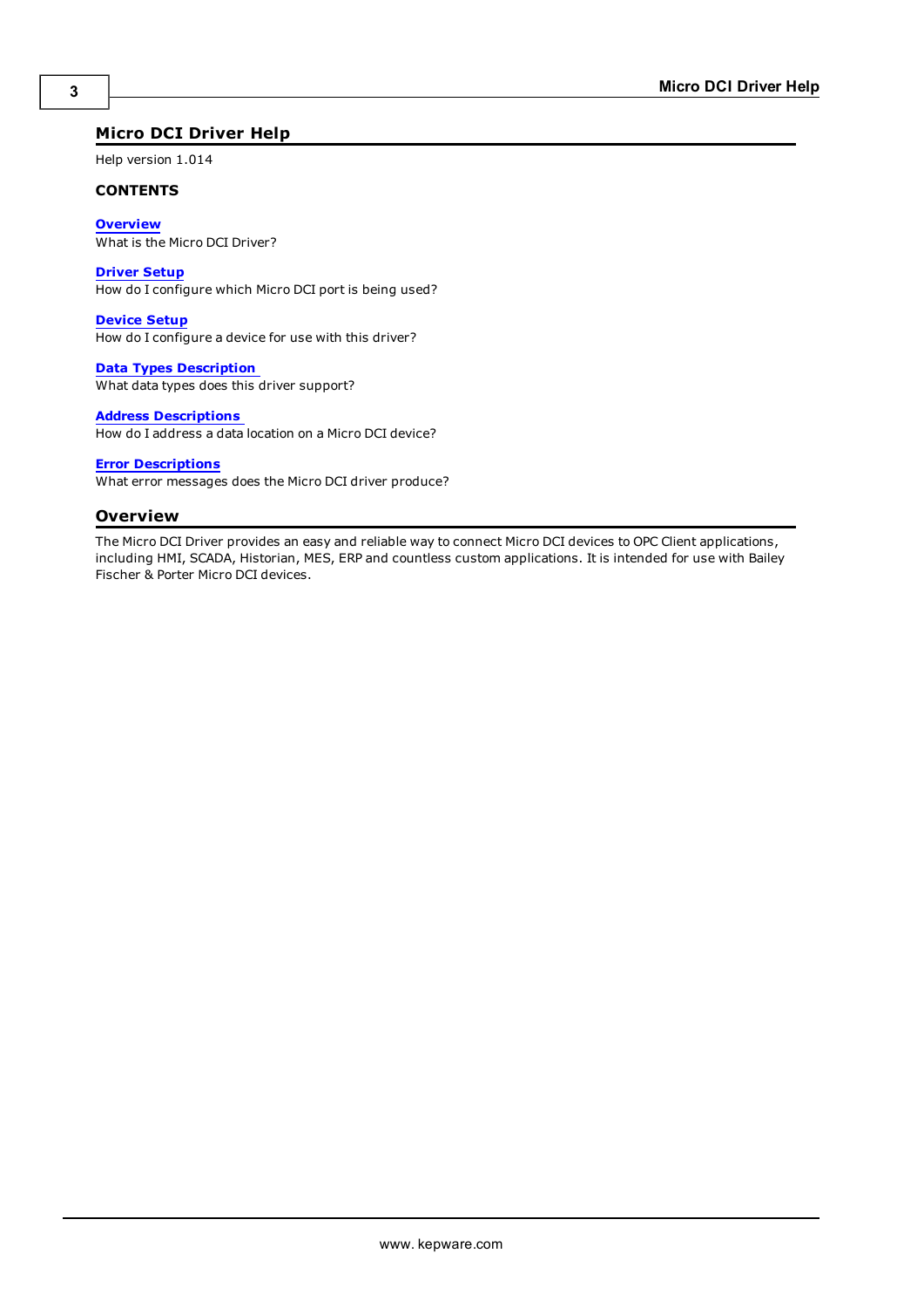# Micro DCI Driver Help

Help version 1.014

**CONTENTS**

**Overview**
What is the Micro DCI Driver?

**Driver Setup**
How do I configure which Micro DCI port is being used?

**Device Setup**
How do I configure a device for use with this driver?

**Data Types Description**
What data types does this driver support?

**Address Descriptions**
How do I address a data location on a Micro DCI device?

**Error Descriptions**
What error messages does the Micro DCI driver produce?

## Overview

The Micro DCI Driver provides an easy and reliable way to connect Micro DCI devices to OPC Client applications, including HMI, SCADA, Historian, MES, ERP and countless custom applications. It is intended for use with Bailey Fischer & Porter Micro DCI devices.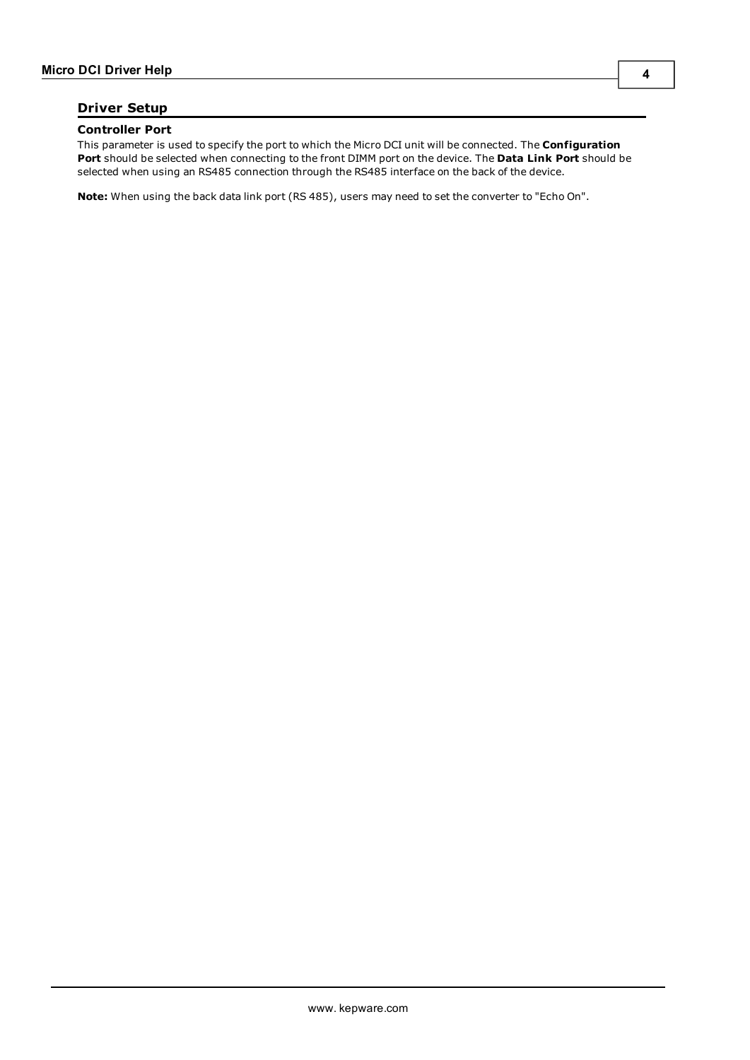# Driver Setup

### Controller Port

This parameter is used to specify the port to which the Micro DCI unit will be connected. The **Configuration Port** should be selected when connecting to the front DIMM port on the device. The **Data Link Port** should be selected when using an RS485 connection through the RS485 interface on the back of the device.

**Note:** When using the back data link port (RS 485), users may need to set the converter to "Echo On".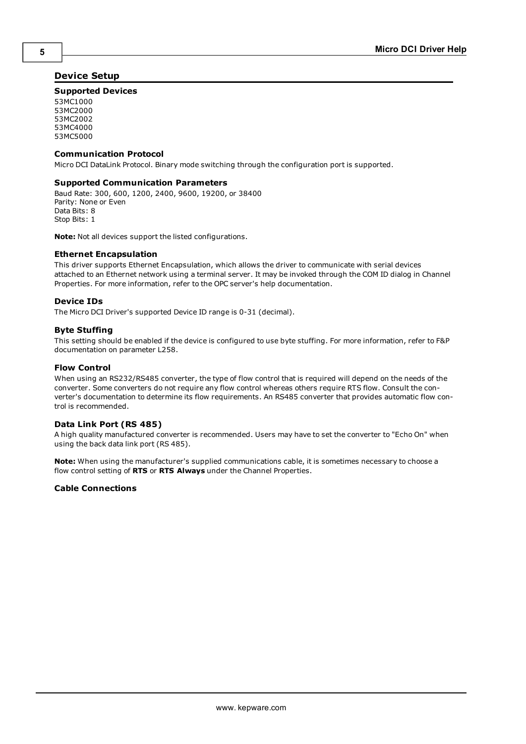## Device Setup

### Supported Devices

53MC1000
53MC2000
53MC2002
53MC4000
53MC5000

### Communication Protocol

Micro DCI DataLink Protocol. Binary mode switching through the configuration port is supported.

### Supported Communication Parameters

Baud Rate: 300, 600, 1200, 2400, 9600, 19200, or 38400
Parity: None or Even
Data Bits: 8
Stop Bits: 1

**Note:** Not all devices support the listed configurations.

### Ethernet Encapsulation

This driver supports Ethernet Encapsulation, which allows the driver to communicate with serial devices attached to an Ethernet network using a terminal server. It may be invoked through the COM ID dialog in Channel Properties. For more information, refer to the OPC server's help documentation.

### Device IDs

The Micro DCI Driver's supported Device ID range is 0-31 (decimal).

### Byte Stuffing

This setting should be enabled if the device is configured to use byte stuffing. For more information, refer to F&P documentation on parameter L258.

### Flow Control

When using an RS232/RS485 converter, the type of flow control that is required will depend on the needs of the converter. Some converters do not require any flow control whereas others require RTS flow. Consult the converter's documentation to determine its flow requirements. An RS485 converter that provides automatic flow control is recommended.

### Data Link Port (RS 485)

A high quality manufactured converter is recommended. Users may have to set the converter to "Echo On" when using the back data link port (RS 485).

**Note:** When using the manufacturer's supplied communications cable, it is sometimes necessary to choose a flow control setting of **RTS** or **RTS Always** under the Channel Properties.

### Cable Connections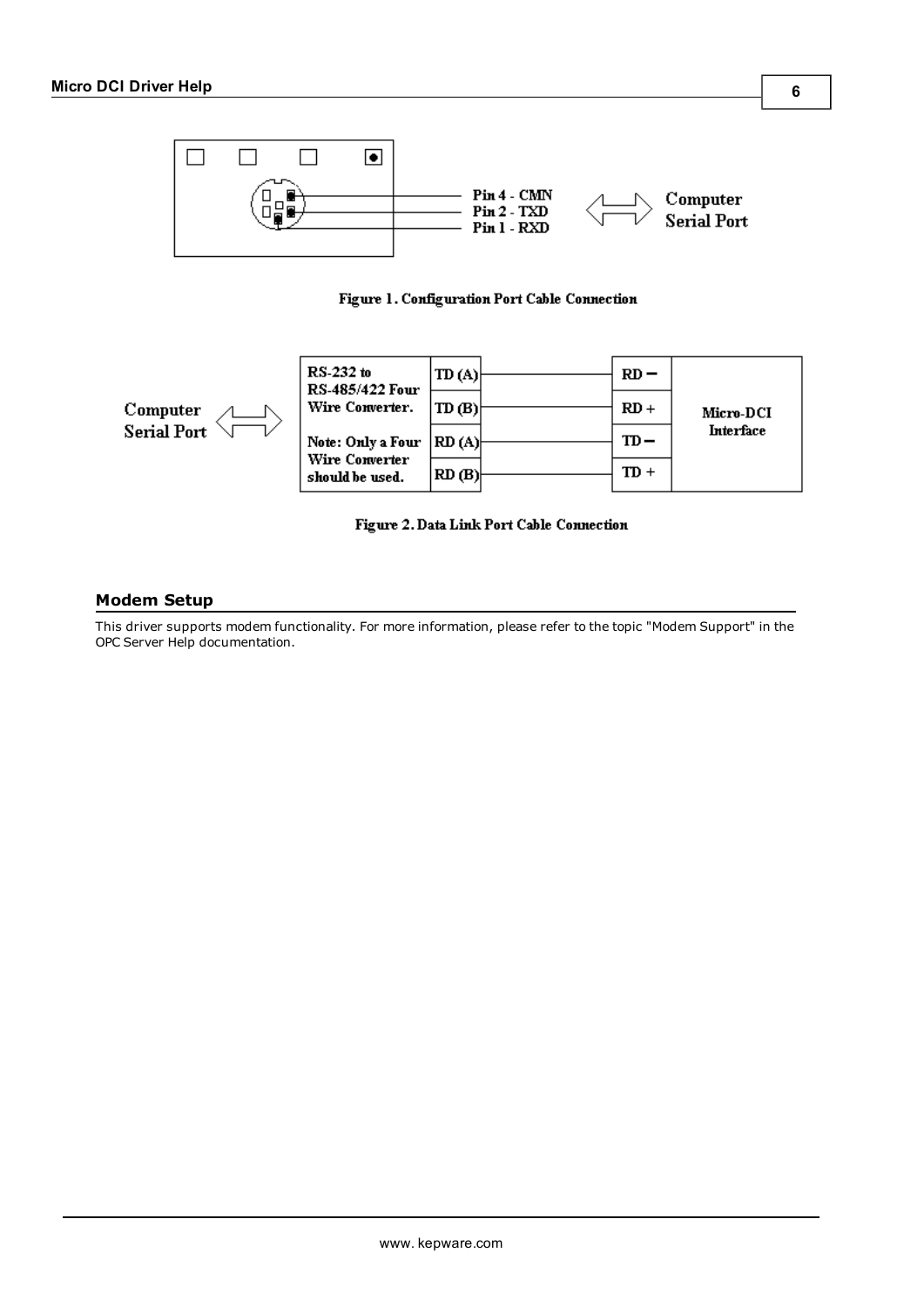Pin 4 - CMN
Pin 2 - TXD
Pin 1 - RXD

Computer Serial Port

Figure 1. Configuration Port Cable Connection

| Computer Serial Port | RS-232 to RS-485/422 Four Wire Converter. Note: Only a Four Wire Converter should be used. | | Micro-DCI Interface |
|---|---|---|---|
| | TD (A) | RD − | |
| | TD (B) | RD + | |
| | RD (A) | TD − | |
| | RD (B) | TD + | |

Figure 2. Data Link Port Cable Connection

## Modem Setup

This driver supports modem functionality. For more information, please refer to the topic "Modem Support" in the OPC Server Help documentation.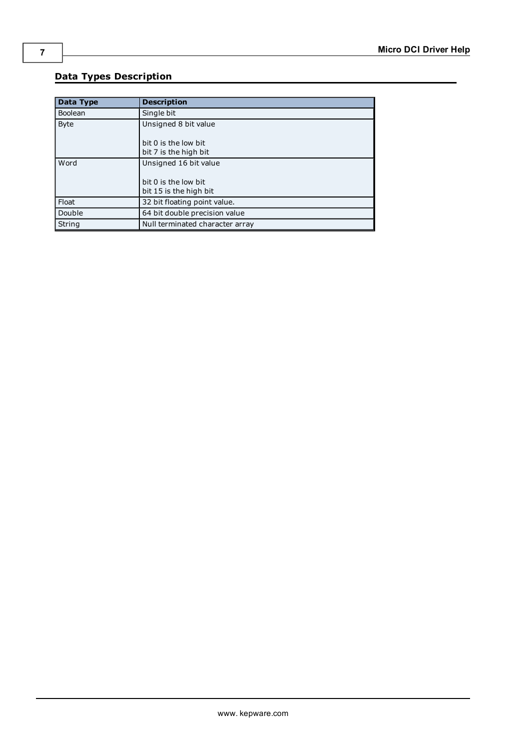## Data Types Description

| Data Type | Description |
|---|---|
| Boolean | Single bit |
| Byte | Unsigned 8 bit value<br><br>bit 0 is the low bit<br>bit 7 is the high bit |
| Word | Unsigned 16 bit value<br><br>bit 0 is the low bit<br>bit 15 is the high bit |
| Float | 32 bit floating point value. |
| Double | 64 bit double precision value |
| String | Null terminated character array |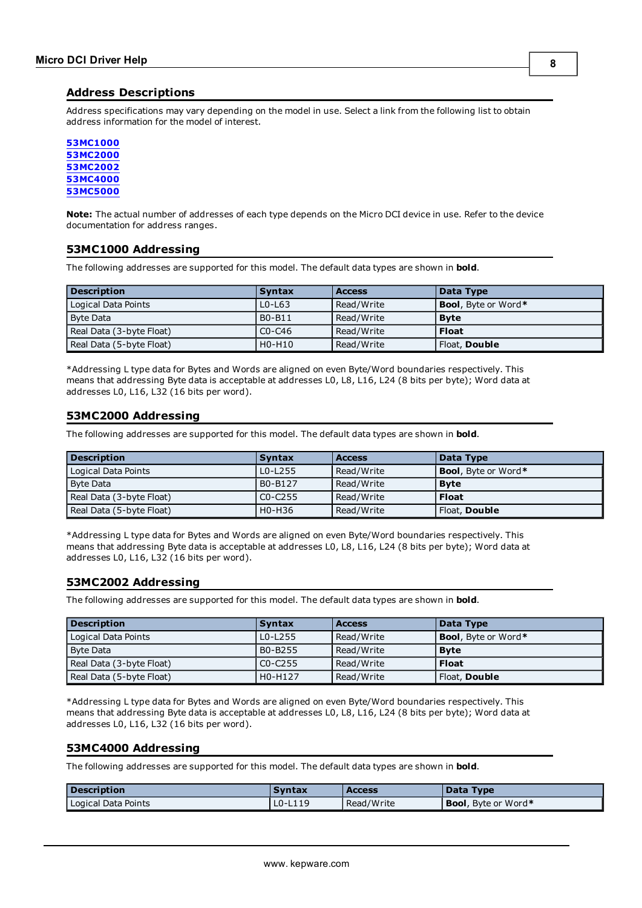## Address Descriptions

Address specifications may vary depending on the model in use. Select a link from the following list to obtain address information for the model of interest.

**53MC1000**
**53MC2000**
**53MC2002**
**53MC4000**
**53MC5000**

**Note:** The actual number of addresses of each type depends on the Micro DCI device in use. Refer to the device documentation for address ranges.

## 53MC1000 Addressing

The following addresses are supported for this model. The default data types are shown in **bold**.

| Description | Syntax | Access | Data Type |
| --- | --- | --- | --- |
| Logical Data Points | L0-L63 | Read/Write | **Bool**, Byte or Word* |
| Byte Data | B0-B11 | Read/Write | **Byte** |
| Real Data (3-byte Float) | C0-C46 | Read/Write | **Float** |
| Real Data (5-byte Float) | H0-H10 | Read/Write | Float, **Double** |

*Addressing L type data for Bytes and Words are aligned on even Byte/Word boundaries respectively. This means that addressing Byte data is acceptable at addresses L0, L8, L16, L24 (8 bits per byte); Word data at addresses L0, L16, L32 (16 bits per word).

## 53MC2000 Addressing

The following addresses are supported for this model. The default data types are shown in **bold**.

| Description | Syntax | Access | Data Type |
| --- | --- | --- | --- |
| Logical Data Points | L0-L255 | Read/Write | **Bool**, Byte or Word* |
| Byte Data | B0-B127 | Read/Write | **Byte** |
| Real Data (3-byte Float) | C0-C255 | Read/Write | **Float** |
| Real Data (5-byte Float) | H0-H36 | Read/Write | Float, **Double** |

*Addressing L type data for Bytes and Words are aligned on even Byte/Word boundaries respectively. This means that addressing Byte data is acceptable at addresses L0, L8, L16, L24 (8 bits per byte); Word data at addresses L0, L16, L32 (16 bits per word).

## 53MC2002 Addressing

The following addresses are supported for this model. The default data types are shown in **bold**.

| Description | Syntax | Access | Data Type |
| --- | --- | --- | --- |
| Logical Data Points | L0-L255 | Read/Write | **Bool**, Byte or Word* |
| Byte Data | B0-B255 | Read/Write | **Byte** |
| Real Data (3-byte Float) | C0-C255 | Read/Write | **Float** |
| Real Data (5-byte Float) | H0-H127 | Read/Write | Float, **Double** |

*Addressing L type data for Bytes and Words are aligned on even Byte/Word boundaries respectively. This means that addressing Byte data is acceptable at addresses L0, L8, L16, L24 (8 bits per byte); Word data at addresses L0, L16, L32 (16 bits per word).

## 53MC4000 Addressing

The following addresses are supported for this model. The default data types are shown in **bold**.

| Description | Syntax | Access | Data Type |
| --- | --- | --- | --- |
| Logical Data Points | L0-L119 | Read/Write | **Bool**, Byte or Word* |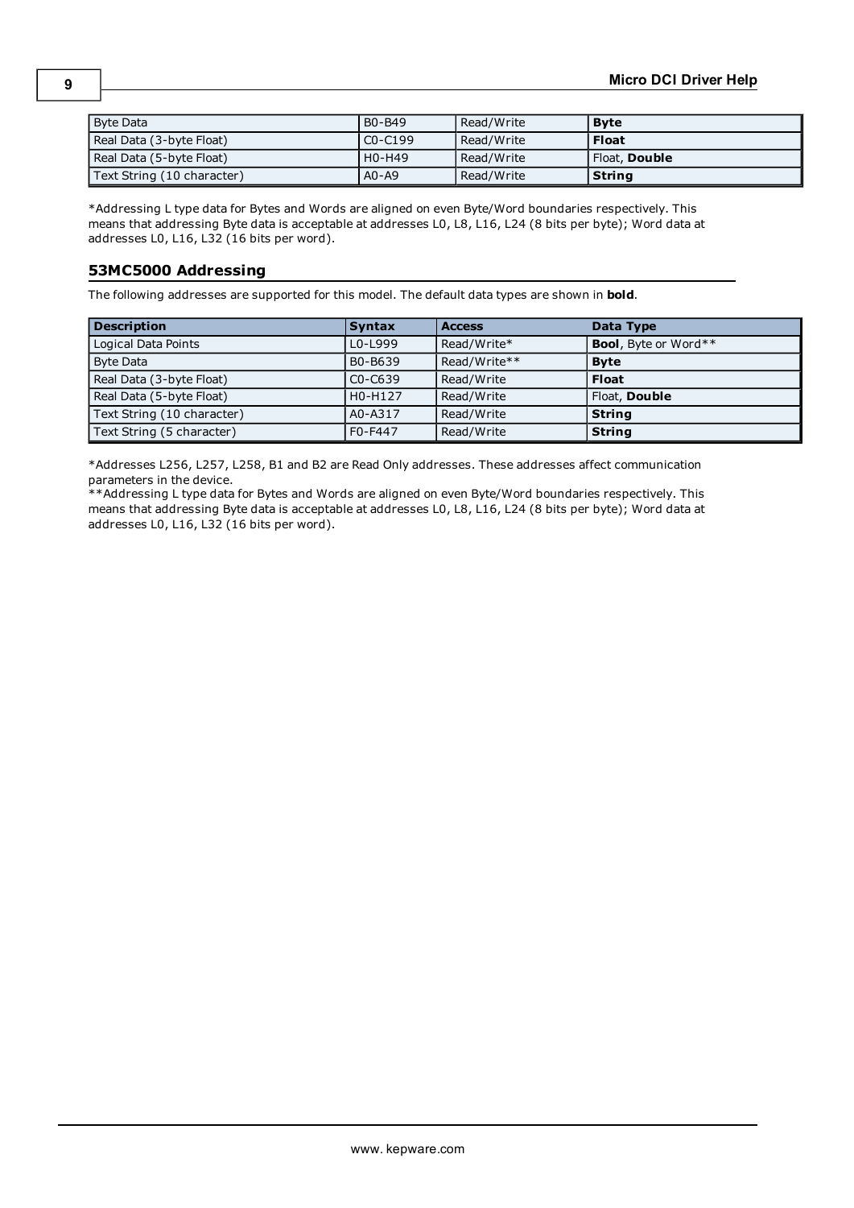| | | | |
|---|---|---|---|
| Byte Data | B0-B49 | Read/Write | **Byte** |
| Real Data (3-byte Float) | C0-C199 | Read/Write | **Float** |
| Real Data (5-byte Float) | H0-H49 | Read/Write | Float, **Double** |
| Text String (10 character) | A0-A9 | Read/Write | **String** |

*Addressing L type data for Bytes and Words are aligned on even Byte/Word boundaries respectively. This means that addressing Byte data is acceptable at addresses L0, L8, L16, L24 (8 bits per byte); Word data at addresses L0, L16, L32 (16 bits per word).

## 53MC5000 Addressing

The following addresses are supported for this model. The default data types are shown in **bold**.

| Description | Syntax | Access | Data Type |
|---|---|---|---|
| Logical Data Points | L0-L999 | Read/Write* | **Bool**, Byte or Word** |
| Byte Data | B0-B639 | Read/Write** | **Byte** |
| Real Data (3-byte Float) | C0-C639 | Read/Write | **Float** |
| Real Data (5-byte Float) | H0-H127 | Read/Write | Float, **Double** |
| Text String (10 character) | A0-A317 | Read/Write | **String** |
| Text String (5 character) | F0-F447 | Read/Write | **String** |

*Addresses L256, L257, L258, B1 and B2 are Read Only addresses. These addresses affect communication parameters in the device.
**Addressing L type data for Bytes and Words are aligned on even Byte/Word boundaries respectively. This means that addressing Byte data is acceptable at addresses L0, L8, L16, L24 (8 bits per byte); Word data at addresses L0, L16, L32 (16 bits per word).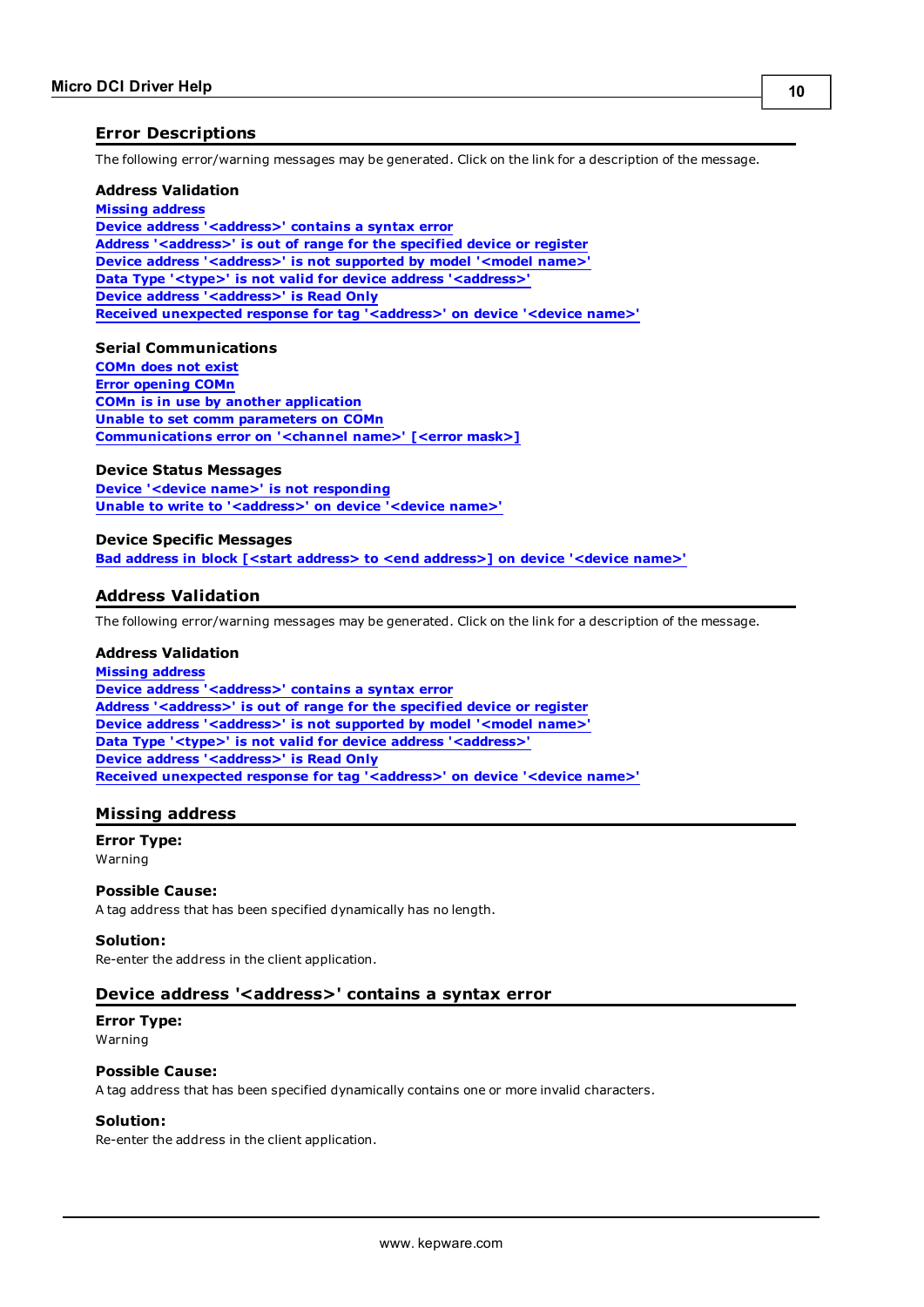## Error Descriptions

The following error/warning messages may be generated. Click on the link for a description of the message.

### Address Validation

Missing address
Device address '<address>' contains a syntax error
Address '<address>' is out of range for the specified device or register
Device address '<address>' is not supported by model '<model name>'
Data Type '<type>' is not valid for device address '<address>'
Device address '<address>' is Read Only
Received unexpected response for tag '<address>' on device '<device name>'

### Serial Communications

COMn does not exist
Error opening COMn
COMn is in use by another application
Unable to set comm parameters on COMn
Communications error on '<channel name>' [<error mask>]

### Device Status Messages

Device '<device name>' is not responding
Unable to write to '<address>' on device '<device name>'

### Device Specific Messages

Bad address in block [<start address> to <end address>] on device '<device name>'

## Address Validation

The following error/warning messages may be generated. Click on the link for a description of the message.

### Address Validation

Missing address
Device address '<address>' contains a syntax error
Address '<address>' is out of range for the specified device or register
Device address '<address>' is not supported by model '<model name>'
Data Type '<type>' is not valid for device address '<address>'
Device address '<address>' is Read Only
Received unexpected response for tag '<address>' on device '<device name>'

## Missing address

**Error Type:**
Warning

**Possible Cause:**
A tag address that has been specified dynamically has no length.

**Solution:**
Re-enter the address in the client application.

## Device address '<address>' contains a syntax error

**Error Type:**
Warning

**Possible Cause:**
A tag address that has been specified dynamically contains one or more invalid characters.

**Solution:**
Re-enter the address in the client application.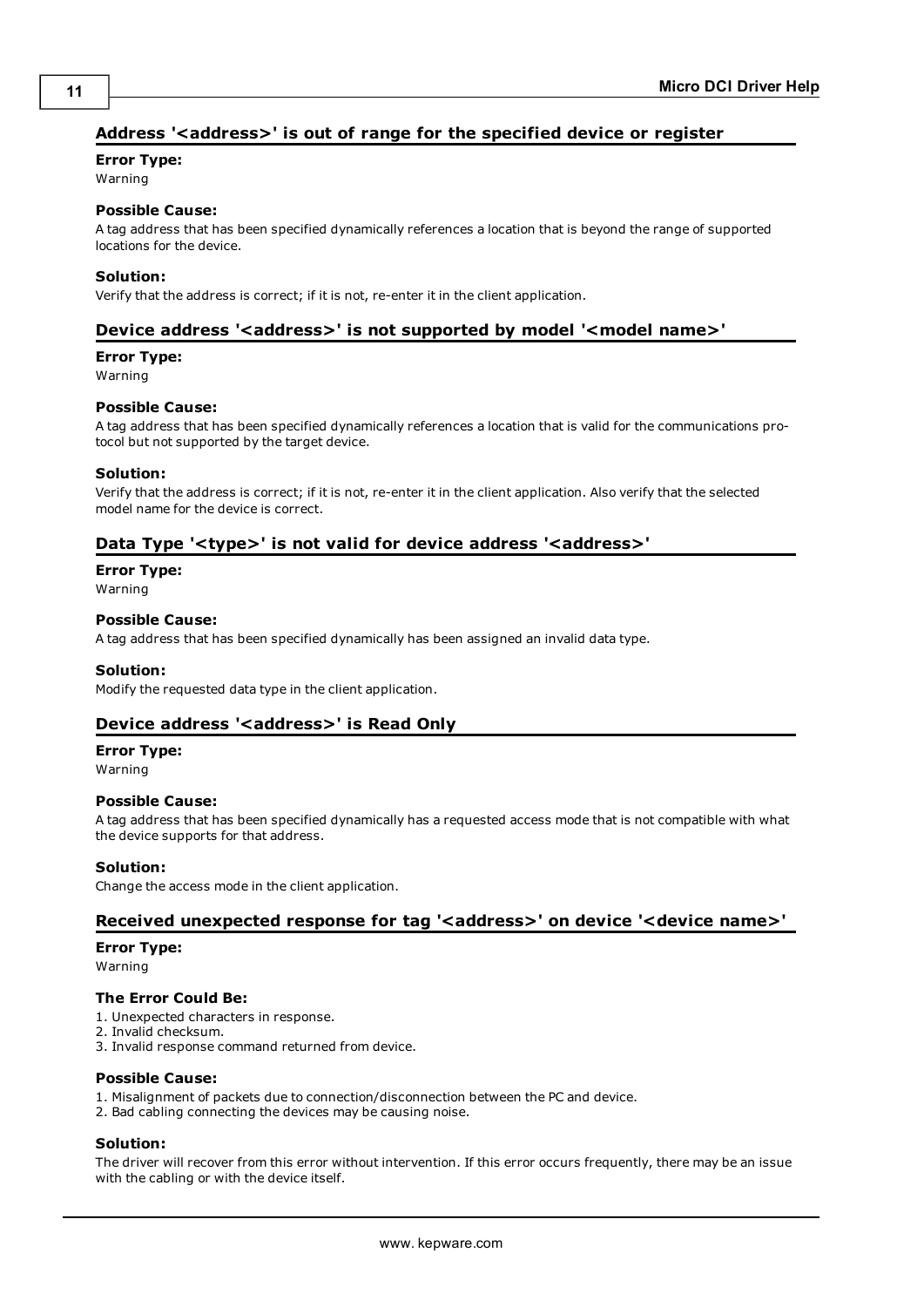## Address '<address>' is out of range for the specified device or register

**Error Type:**
Warning

**Possible Cause:**
A tag address that has been specified dynamically references a location that is beyond the range of supported locations for the device.

**Solution:**
Verify that the address is correct; if it is not, re-enter it in the client application.

## Device address '<address>' is not supported by model '<model name>'

**Error Type:**
Warning

**Possible Cause:**
A tag address that has been specified dynamically references a location that is valid for the communications protocol but not supported by the target device.

**Solution:**
Verify that the address is correct; if it is not, re-enter it in the client application. Also verify that the selected model name for the device is correct.

## Data Type '<type>' is not valid for device address '<address>'

**Error Type:**
Warning

**Possible Cause:**
A tag address that has been specified dynamically has been assigned an invalid data type.

**Solution:**
Modify the requested data type in the client application.

## Device address '<address>' is Read Only

**Error Type:**
Warning

**Possible Cause:**
A tag address that has been specified dynamically has a requested access mode that is not compatible with what the device supports for that address.

**Solution:**
Change the access mode in the client application.

## Received unexpected response for tag '<address>' on device '<device name>'

**Error Type:**
Warning

**The Error Could Be:**
1. Unexpected characters in response.
2. Invalid checksum.
3. Invalid response command returned from device.

**Possible Cause:**
1. Misalignment of packets due to connection/disconnection between the PC and device.
2. Bad cabling connecting the devices may be causing noise.

**Solution:**
The driver will recover from this error without intervention. If this error occurs frequently, there may be an issue with the cabling or with the device itself.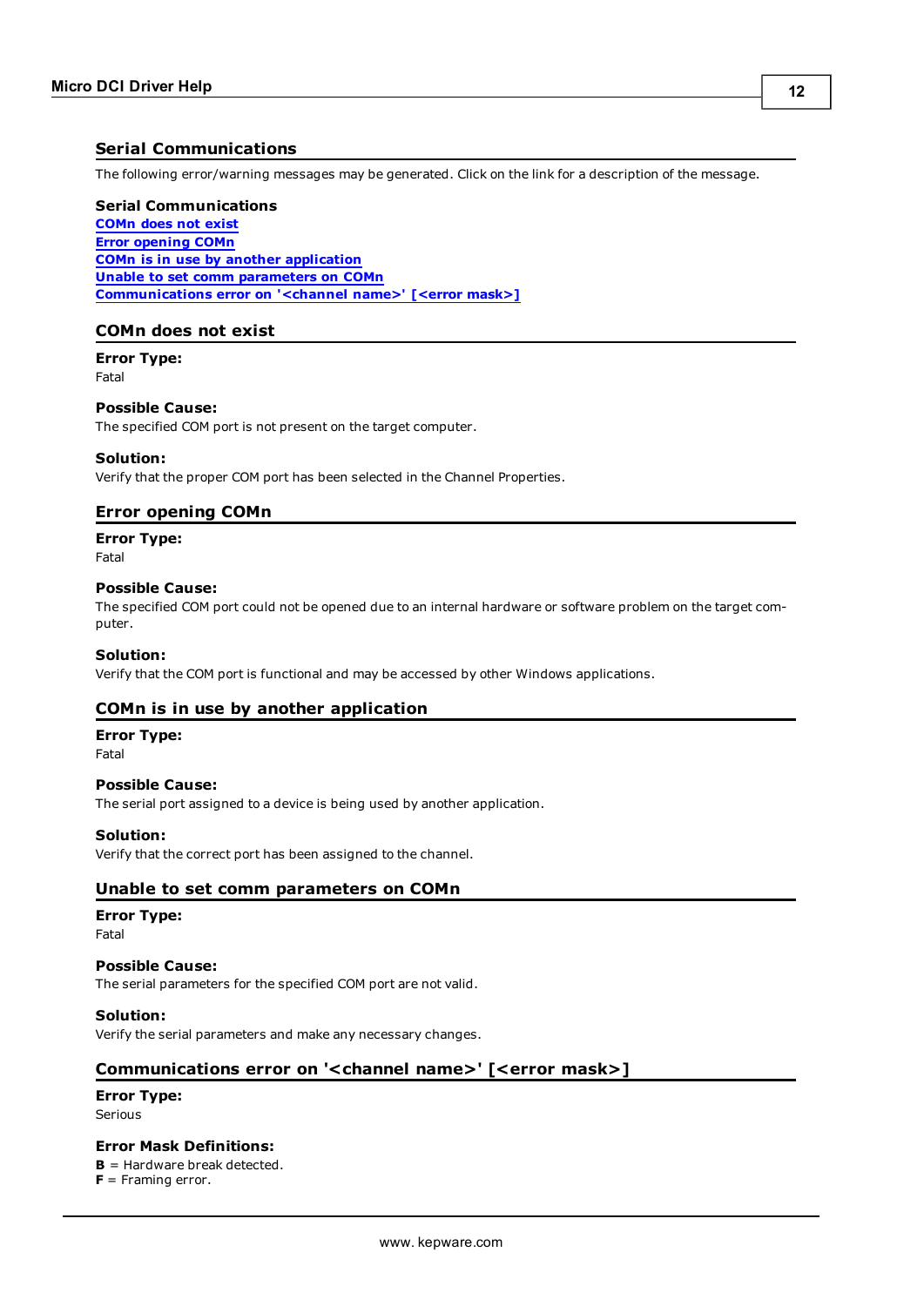## Serial Communications

The following error/warning messages may be generated. Click on the link for a description of the message.

**Serial Communications**
[COMn does not exist](#)
[Error opening COMn](#)
[COMn is in use by another application](#)
[Unable to set comm parameters on COMn](#)
[Communications error on '<channel name>' [<error mask>]](#)

## COMn does not exist

**Error Type:**
Fatal

**Possible Cause:**
The specified COM port is not present on the target computer.

**Solution:**
Verify that the proper COM port has been selected in the Channel Properties.

## Error opening COMn

**Error Type:**
Fatal

**Possible Cause:**
The specified COM port could not be opened due to an internal hardware or software problem on the target computer.

**Solution:**
Verify that the COM port is functional and may be accessed by other Windows applications.

## COMn is in use by another application

**Error Type:**
Fatal

**Possible Cause:**
The serial port assigned to a device is being used by another application.

**Solution:**
Verify that the correct port has been assigned to the channel.

## Unable to set comm parameters on COMn

**Error Type:**
Fatal

**Possible Cause:**
The serial parameters for the specified COM port are not valid.

**Solution:**
Verify the serial parameters and make any necessary changes.

## Communications error on '<channel name>' [<error mask>]

**Error Type:**
Serious

**Error Mask Definitions:**
**B** = Hardware break detected.
**F** = Framing error.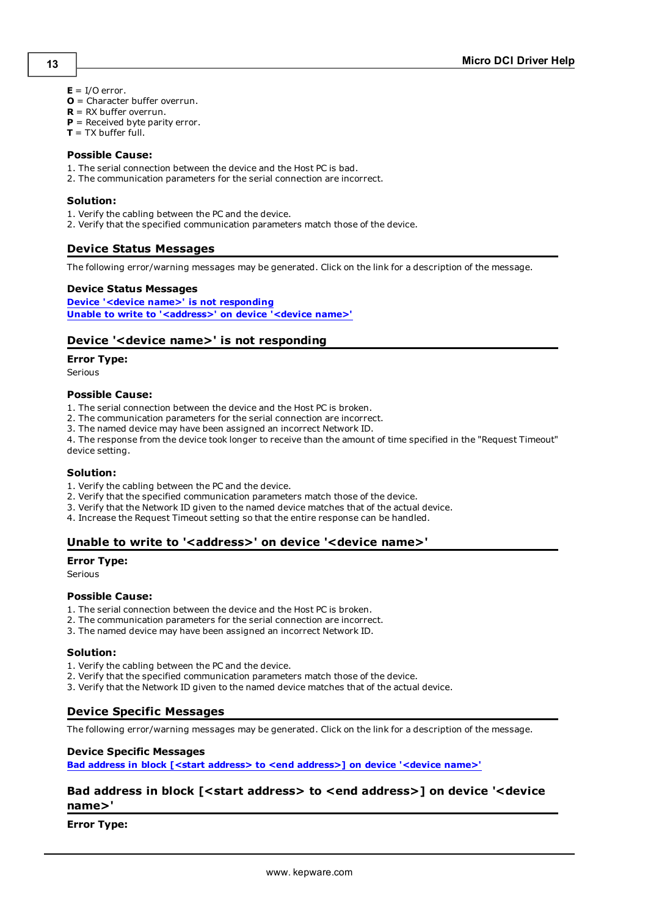**E** = I/O error.
**O** = Character buffer overrun.
**R** = RX buffer overrun.
**P** = Received byte parity error.
**T** = TX buffer full.

### Possible Cause:

1. The serial connection between the device and the Host PC is bad.
2. The communication parameters for the serial connection are incorrect.

### Solution:

1. Verify the cabling between the PC and the device.
2. Verify that the specified communication parameters match those of the device.

## Device Status Messages

The following error/warning messages may be generated. Click on the link for a description of the message.

### Device Status Messages

[Device '<device name>' is not responding](#)
[Unable to write to '<address>' on device '<device name>'](#)

## Device '<device name>' is not responding

### Error Type:

Serious

### Possible Cause:

1. The serial connection between the device and the Host PC is broken.
2. The communication parameters for the serial connection are incorrect.
3. The named device may have been assigned an incorrect Network ID.
4. The response from the device took longer to receive than the amount of time specified in the "Request Timeout" device setting.

### Solution:

1. Verify the cabling between the PC and the device.
2. Verify that the specified communication parameters match those of the device.
3. Verify that the Network ID given to the named device matches that of the actual device.
4. Increase the Request Timeout setting so that the entire response can be handled.

## Unable to write to '<address>' on device '<device name>'

### Error Type:

Serious

### Possible Cause:

1. The serial connection between the device and the Host PC is broken.
2. The communication parameters for the serial connection are incorrect.
3. The named device may have been assigned an incorrect Network ID.

### Solution:

1. Verify the cabling between the PC and the device.
2. Verify that the specified communication parameters match those of the device.
3. Verify that the Network ID given to the named device matches that of the actual device.

## Device Specific Messages

The following error/warning messages may be generated. Click on the link for a description of the message.

### Device Specific Messages

[Bad address in block [<start address> to <end address>] on device '<device name>'](#)

## Bad address in block [<start address> to <end address>] on device '<device name>'

### Error Type: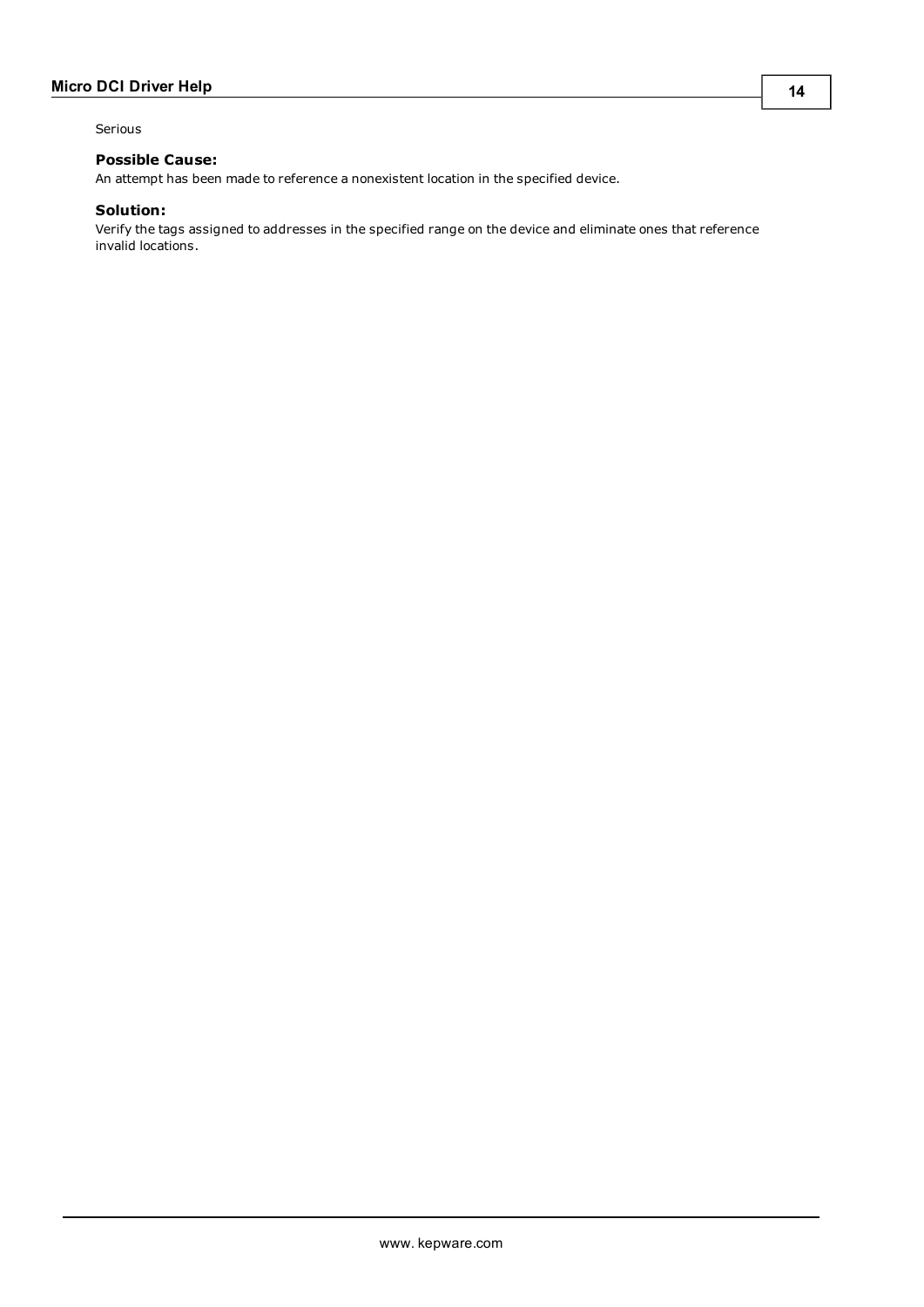Serious

#### Possible Cause:

An attempt has been made to reference a nonexistent location in the specified device.

#### Solution:

Verify the tags assigned to addresses in the specified range on the device and eliminate ones that reference invalid locations.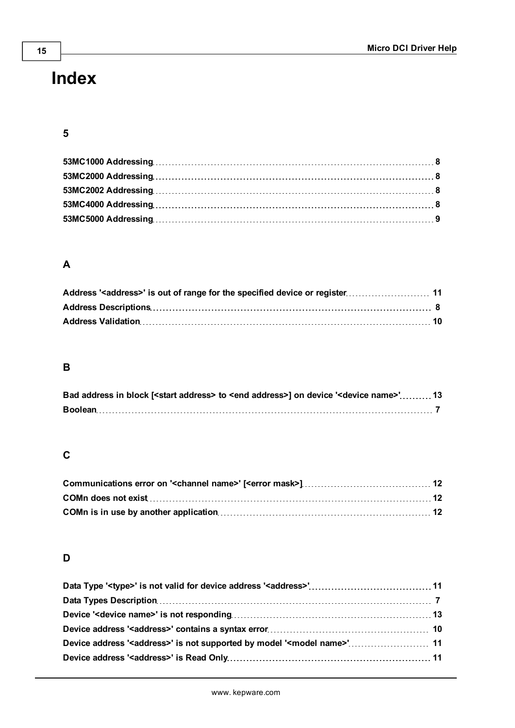# Index

## 5

53MC1000 Addressing 8
53MC2000 Addressing 8
53MC2002 Addressing 8
53MC4000 Addressing 8
53MC5000 Addressing 9

## A

Address '<address>' is out of range for the specified device or register 11
Address Descriptions 8
Address Validation 10

## B

Bad address in block [<start address> to <end address>] on device '<device name>' 13
Boolean 7

## C

Communications error on '<channel name>' [<error mask>] 12
COMn does not exist 12
COMn is in use by another application 12

## D

Data Type '<type>' is not valid for device address '<address>' 11
Data Types Description 7
Device '<device name>' is not responding 13
Device address '<address>' contains a syntax error 10
Device address '<address>' is not supported by model '<model name>' 11
Device address '<address>' is Read Only 11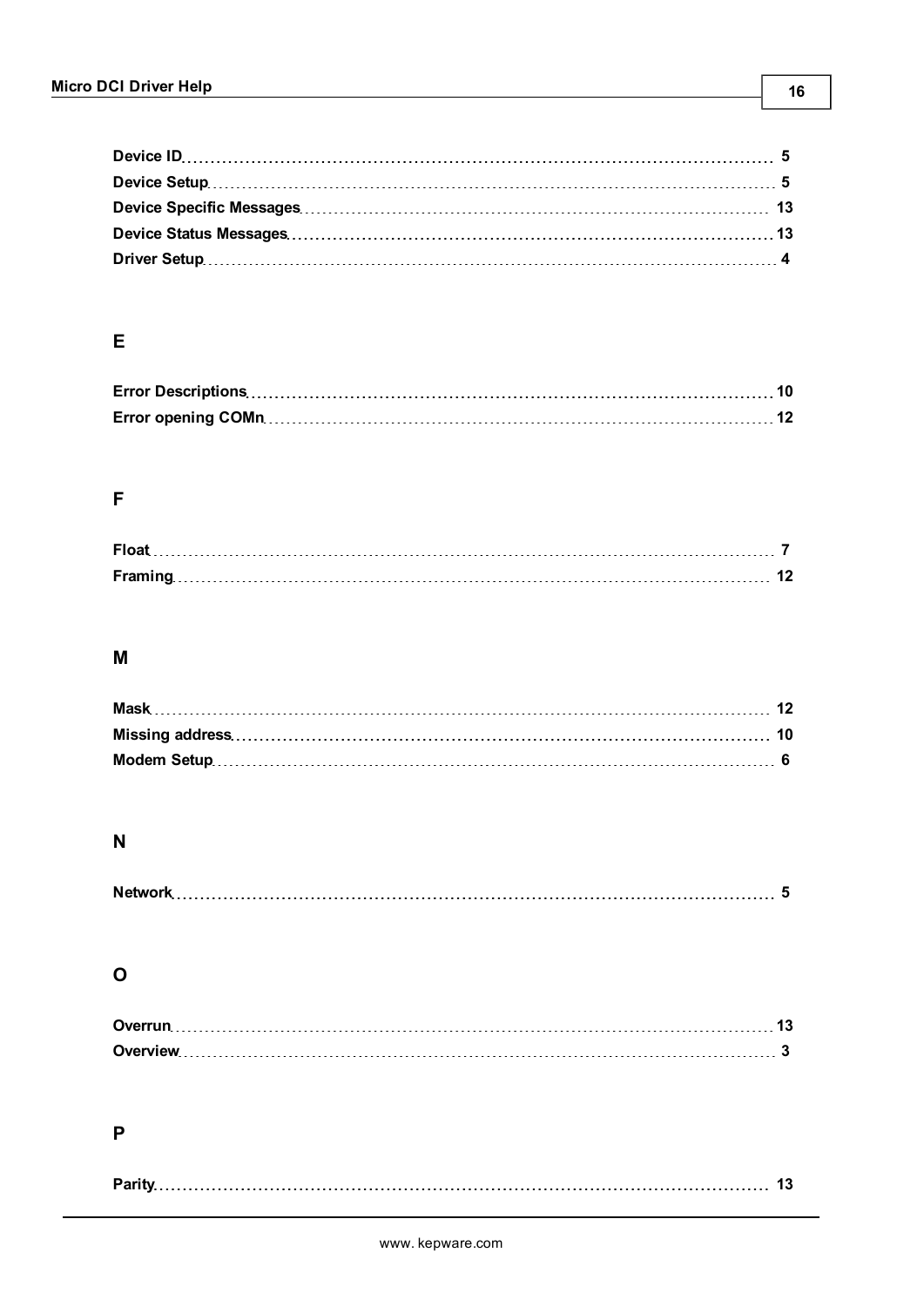**Device ID** ........................................................................................................ 5
**Device Setup** .................................................................................................... 5
**Device Specific Messages** ................................................................................ 13
**Device Status Messages** ................................................................................... 13
**Driver Setup** ..................................................................................................... 4

## E

**Error Descriptions** ........................................................................................... 10
**Error opening COMn** ....................................................................................... 12

## F

**Float** ................................................................................................................ 7
**Framing** ........................................................................................................... 12

## M

**Mask** ................................................................................................................ 12
**Missing address** ............................................................................................... 10
**Modem Setup** ................................................................................................... 6

## N

**Network** ............................................................................................................ 5

## O

**Overrun** ............................................................................................................ 13
**Overview** .......................................................................................................... 3

## P

**Parity** ................................................................................................................ 13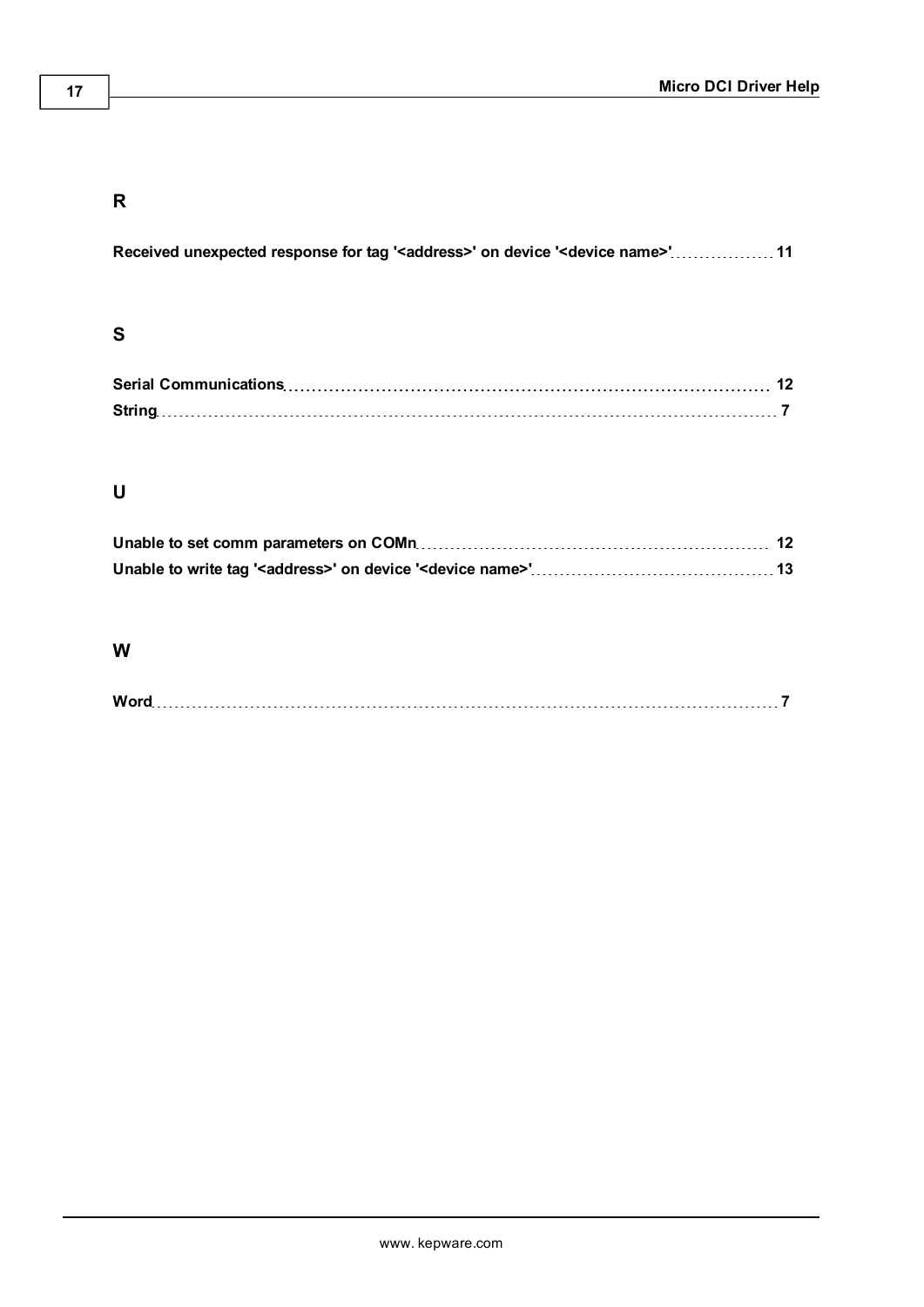## R

**Received unexpected response for tag '<address>' on device '<device name>'** ..................... **11**

## S

**Serial Communications** ..................... **12**

**String** ..................... **7**

## U

**Unable to set comm parameters on COMn** ..................... **12**

**Unable to write tag '<address>' on device '<device name>'** ..................... **13**

## W

**Word** ..................... **7**